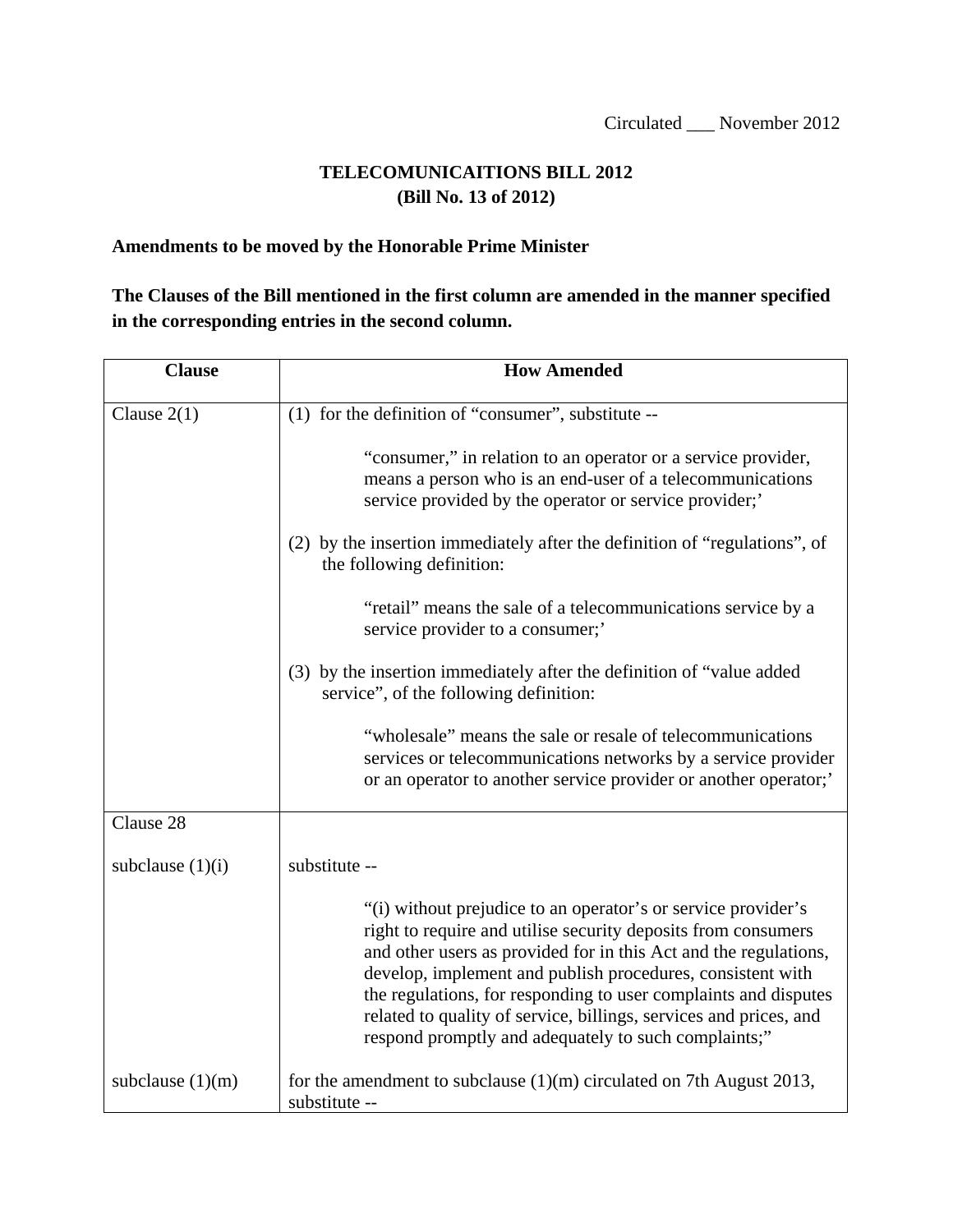Circulated ___ November 2012

**TELECOMUNICAITIONS BILL 2012**
**(Bill No. 13 of 2012)**

**Amendments to be moved by the Honorable Prime Minister**

**The Clauses of the Bill mentioned in the first column are amended in the manner specified in the corresponding entries in the second column.**

| Clause | How Amended |
|---|---|
| Clause 2(1) | (1) for the definition of "consumer", substitute --<br><br>"consumer," in relation to an operator or a service provider, means a person who is an end-user of a telecommunications service provided by the operator or service provider;'<br><br>(2) by the insertion immediately after the definition of "regulations", of the following definition:<br><br>"retail" means the sale of a telecommunications service by a service provider to a consumer;'<br><br>(3) by the insertion immediately after the definition of "value added service", of the following definition:<br><br>"wholesale" means the sale or resale of telecommunications services or telecommunications networks by a service provider or an operator to another service provider or another operator;' |
| Clause 28 | |
| subclause (1)(i) | substitute --<br><br>"(i) without prejudice to an operator's or service provider's right to require and utilise security deposits from consumers and other users as provided for in this Act and the regulations, develop, implement and publish procedures, consistent with the regulations, for responding to user complaints and disputes related to quality of service, billings, services and prices, and respond promptly and adequately to such complaints;" |
| subclause (1)(m) | for the amendment to subclause (1)(m) circulated on 7th August 2013, substitute -- |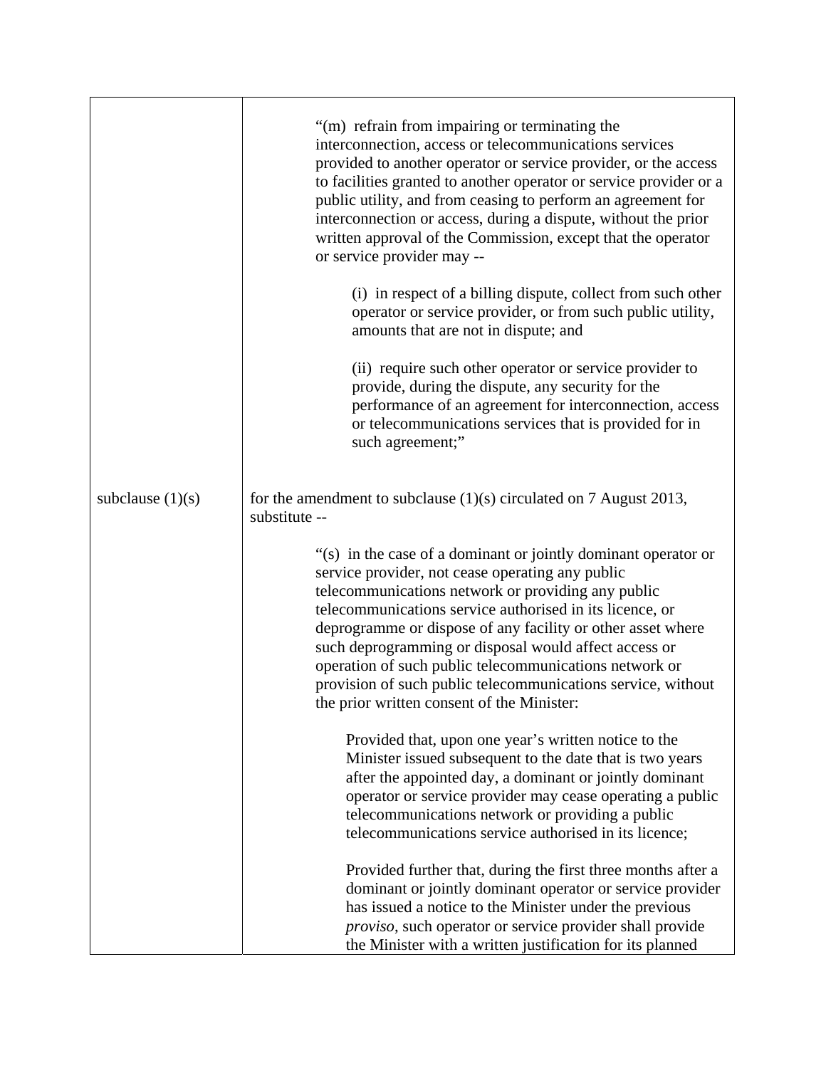| | |
|---|---|
| | "(m) refrain from impairing or terminating the interconnection, access or telecommunications services provided to another operator or service provider, or the access to facilities granted to another operator or service provider or a public utility, and from ceasing to perform an agreement for interconnection or access, during a dispute, without the prior written approval of the Commission, except that the operator or service provider may --<br><br>(i) in respect of a billing dispute, collect from such other operator or service provider, or from such public utility, amounts that are not in dispute; and<br><br>(ii) require such other operator or service provider to provide, during the dispute, any security for the performance of an agreement for interconnection, access or telecommunications services that is provided for in such agreement;" |
| subclause (1)(s) | for the amendment to subclause (1)(s) circulated on 7 August 2013, substitute --<br><br>"(s) in the case of a dominant or jointly dominant operator or service provider, not cease operating any public telecommunications network or providing any public telecommunications service authorised in its licence, or deprogramme or dispose of any facility or other asset where such deprogramming or disposal would affect access or operation of such public telecommunications network or provision of such public telecommunications service, without the prior written consent of the Minister:<br><br>Provided that, upon one year's written notice to the Minister issued subsequent to the date that is two years after the appointed day, a dominant or jointly dominant operator or service provider may cease operating a public telecommunications network or providing a public telecommunications service authorised in its licence;<br><br>Provided further that, during the first three months after a dominant or jointly dominant operator or service provider has issued a notice to the Minister under the previous *proviso*, such operator or service provider shall provide the Minister with a written justification for its planned |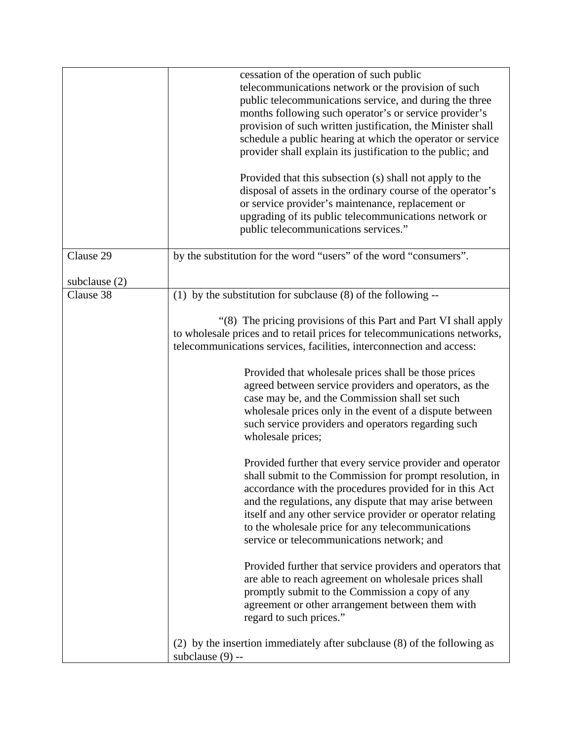| | |
|---|---|
| | cessation of the operation of such public telecommunications network or the provision of such public telecommunications service, and during the three months following such operator's or service provider's provision of such written justification, the Minister shall schedule a public hearing at which the operator or service provider shall explain its justification to the public; and<br><br>Provided that this subsection (s) shall not apply to the disposal of assets in the ordinary course of the operator's or service provider's maintenance, replacement or upgrading of its public telecommunications network or public telecommunications services." |
| Clause 29<br><br>subclause (2) | by the substitution for the word "users" of the word "consumers". |
| Clause 38 | (1) by the substitution for subclause (8) of the following --<br><br>"(8) The pricing provisions of this Part and Part VI shall apply to wholesale prices and to retail prices for telecommunications networks, telecommunications services, facilities, interconnection and access:<br><br>Provided that wholesale prices shall be those prices agreed between service providers and operators, as the case may be, and the Commission shall set such wholesale prices only in the event of a dispute between such service providers and operators regarding such wholesale prices;<br><br>Provided further that every service provider and operator shall submit to the Commission for prompt resolution, in accordance with the procedures provided for in this Act and the regulations, any dispute that may arise between itself and any other service provider or operator relating to the wholesale price for any telecommunications service or telecommunications network; and<br><br>Provided further that service providers and operators that are able to reach agreement on wholesale prices shall promptly submit to the Commission a copy of any agreement or other arrangement between them with regard to such prices."<br><br>(2) by the insertion immediately after subclause (8) of the following as subclause (9) -- |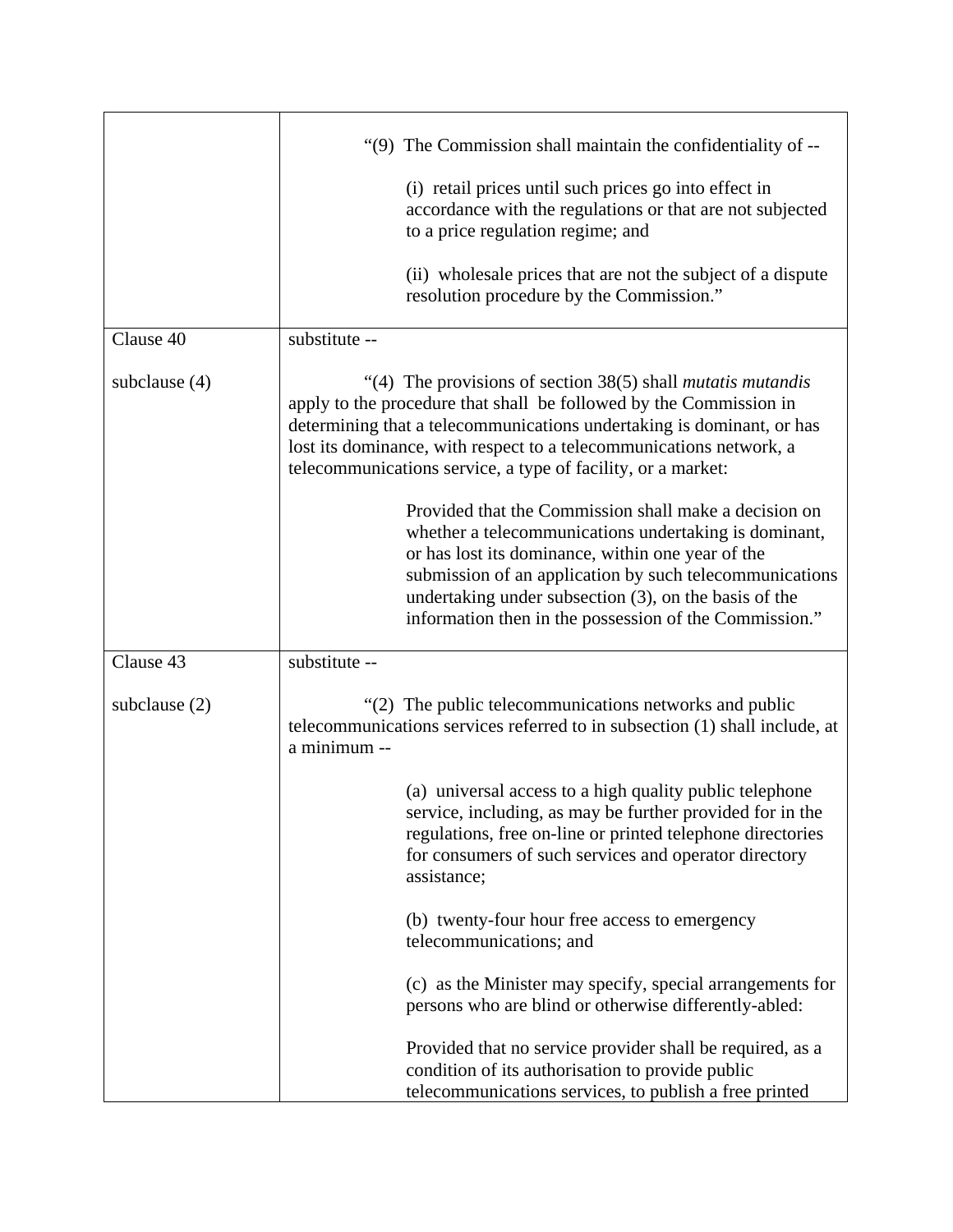| | |
|---|---|
| | "(9) The Commission shall maintain the confidentiality of --<br><br>(i) retail prices until such prices go into effect in accordance with the regulations or that are not subjected to a price regulation regime; and<br><br>(ii) wholesale prices that are not the subject of a dispute resolution procedure by the Commission." |
| Clause 40<br><br>subclause (4) | substitute --<br><br>"(4) The provisions of section 38(5) shall *mutatis mutandis* apply to the procedure that shall be followed by the Commission in determining that a telecommunications undertaking is dominant, or has lost its dominance, with respect to a telecommunications network, a telecommunications service, a type of facility, or a market:<br><br>Provided that the Commission shall make a decision on whether a telecommunications undertaking is dominant, or has lost its dominance, within one year of the submission of an application by such telecommunications undertaking under subsection (3), on the basis of the information then in the possession of the Commission." |
| Clause 43<br><br>subclause (2) | substitute --<br><br>"(2) The public telecommunications networks and public telecommunications services referred to in subsection (1) shall include, at a minimum --<br><br>(a) universal access to a high quality public telephone service, including, as may be further provided for in the regulations, free on-line or printed telephone directories for consumers of such services and operator directory assistance;<br><br>(b) twenty-four hour free access to emergency telecommunications; and<br><br>(c) as the Minister may specify, special arrangements for persons who are blind or otherwise differently-abled:<br><br>Provided that no service provider shall be required, as a condition of its authorisation to provide public telecommunications services, to publish a free printed |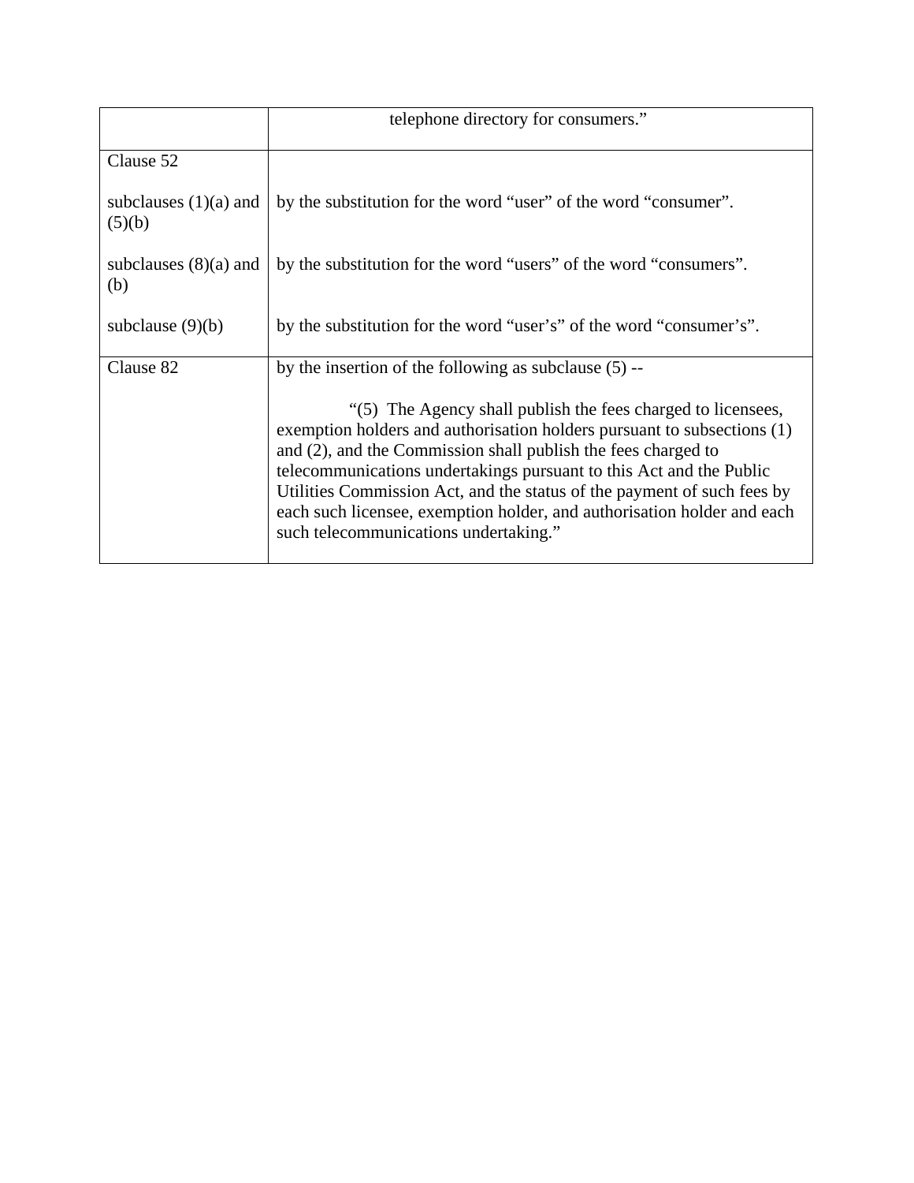| | |
|---|---|
| | telephone directory for consumers." |
| Clause 52 | |
| subclauses (1)(a) and (5)(b) | by the substitution for the word "user" of the word "consumer". |
| subclauses (8)(a) and (b) | by the substitution for the word "users" of the word "consumers". |
| subclause (9)(b) | by the substitution for the word "user's" of the word "consumer's". |
| Clause 82 | by the insertion of the following as subclause (5) --<br><br>"(5) The Agency shall publish the fees charged to licensees, exemption holders and authorisation holders pursuant to subsections (1) and (2), and the Commission shall publish the fees charged to telecommunications undertakings pursuant to this Act and the Public Utilities Commission Act, and the status of the payment of such fees by each such licensee, exemption holder, and authorisation holder and each such telecommunications undertaking." |